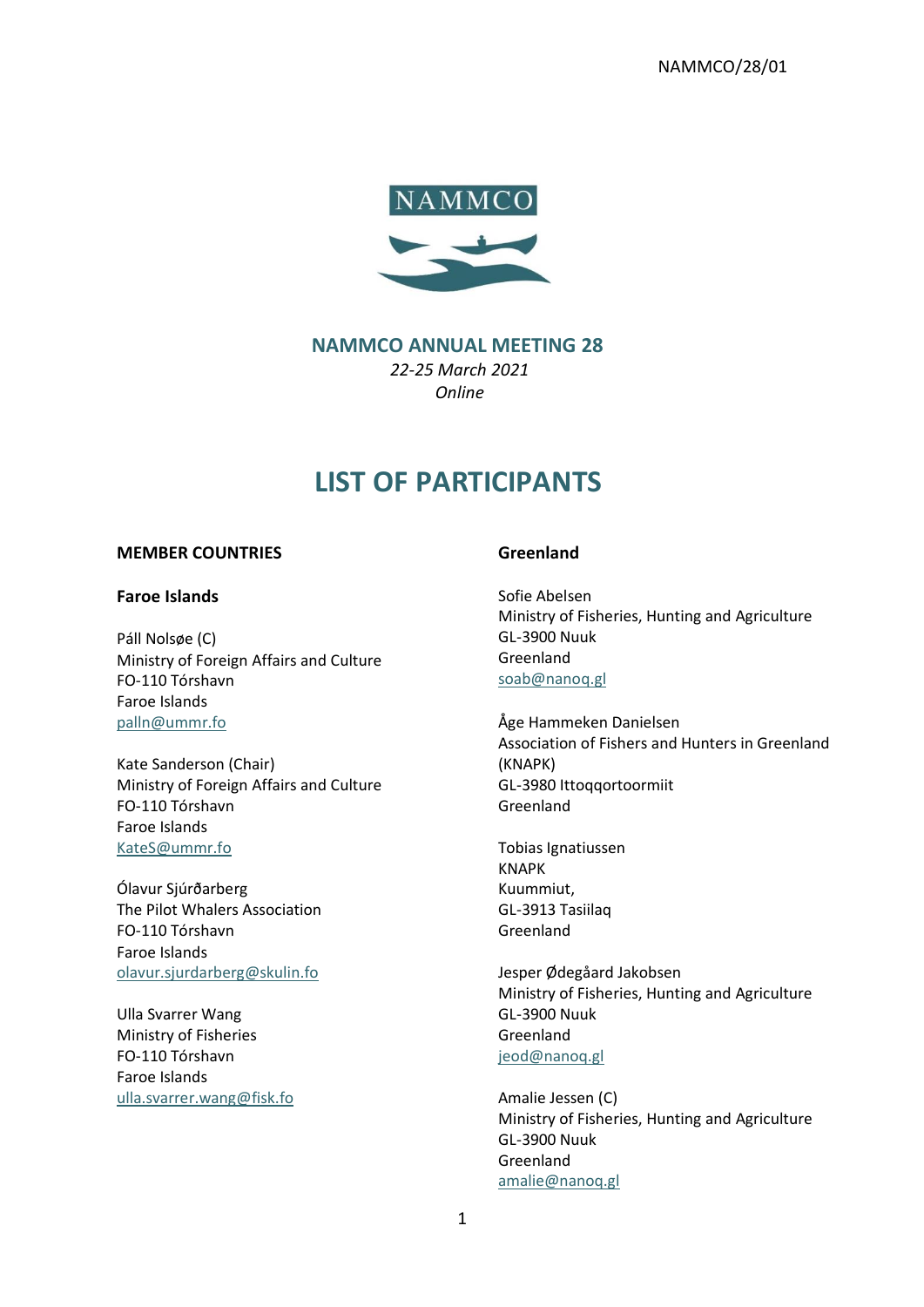NAMMCO/28/01

NAMMCO

# NAMMCO ANNUAL MEETING 28

*22-25 March 2021*
*Online*

# LIST OF PARTICIPANTS

## MEMBER COUNTRIES

### Faroe Islands

Páll Nolsøe (C)
Ministry of Foreign Affairs and Culture
FO-110 Tórshavn
Faroe Islands
palln@ummr.fo

Kate Sanderson (Chair)
Ministry of Foreign Affairs and Culture
FO-110 Tórshavn
Faroe Islands
KateS@ummr.fo

Ólavur Sjúrðarberg
The Pilot Whalers Association
FO-110 Tórshavn
Faroe Islands
olavur.sjurdarberg@skulin.fo

Ulla Svarrer Wang
Ministry of Fisheries
FO-110 Tórshavn
Faroe Islands
ulla.svarrer.wang@fisk.fo

### Greenland

Sofie Abelsen
Ministry of Fisheries, Hunting and Agriculture
GL-3900 Nuuk
Greenland
soab@nanoq.gl

Åge Hammeken Danielsen
Association of Fishers and Hunters in Greenland (KNAPK)
GL-3980 Ittoqqortoormiit
Greenland

Tobias Ignatiussen
KNAPK
Kuummiut,
GL-3913 Tasiilaq
Greenland

Jesper Ødegåard Jakobsen
Ministry of Fisheries, Hunting and Agriculture
GL-3900 Nuuk
Greenland
jeod@nanoq.gl

Amalie Jessen (C)
Ministry of Fisheries, Hunting and Agriculture
GL-3900 Nuuk
Greenland
amalie@nanoq.gl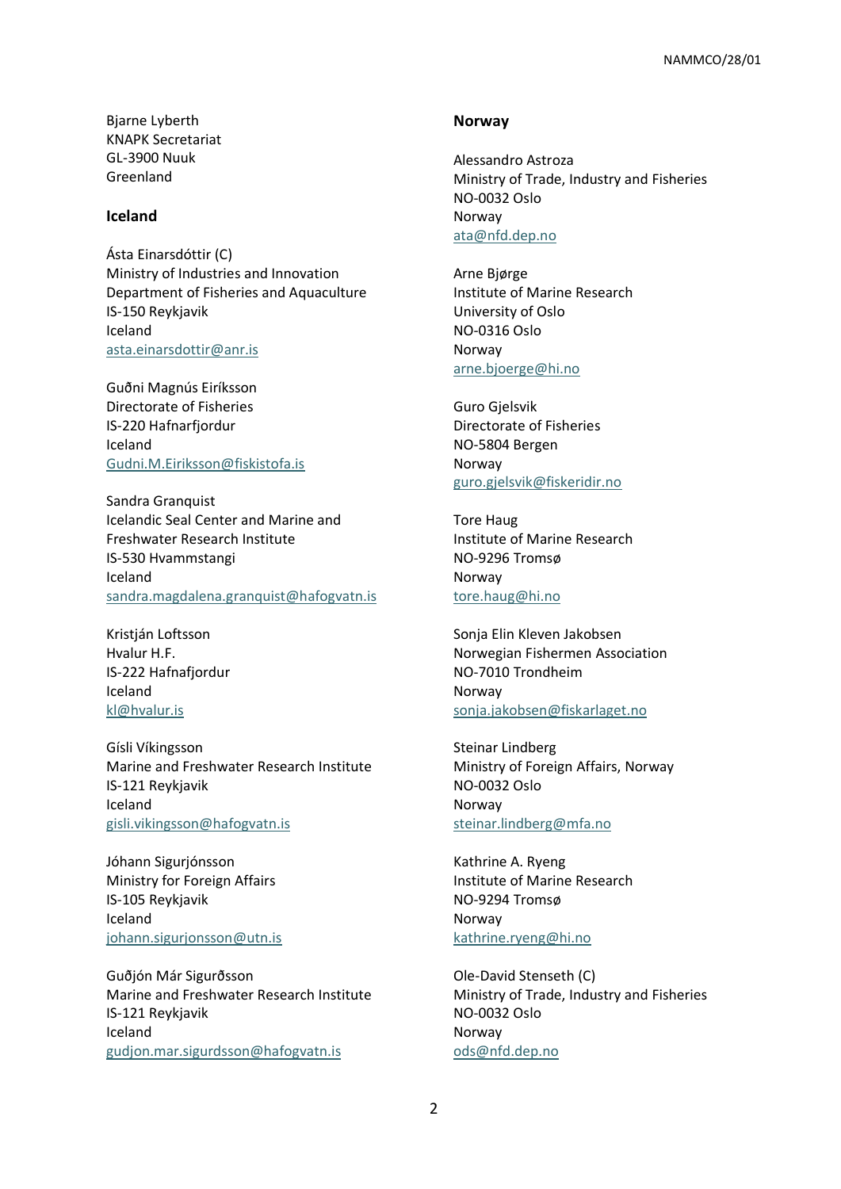Bjarne Lyberth
KNAPK Secretariat
GL-3900 Nuuk
Greenland

### Iceland

Ásta Einarsdóttir (C)
Ministry of Industries and Innovation
Department of Fisheries and Aquaculture
IS-150 Reykjavik
Iceland
asta.einarsdottir@anr.is

Guðni Magnús Eiríksson
Directorate of Fisheries
IS-220 Hafnarfjordur
Iceland
Gudni.M.Eiriksson@fiskistofa.is

Sandra Granquist
Icelandic Seal Center and Marine and Freshwater Research Institute
IS-530 Hvammstangi
Iceland
sandra.magdalena.granquist@hafogvatn.is

Kristján Loftsson
Hvalur H.F.
IS-222 Hafnafjordur
Iceland
kl@hvalur.is

Gísli Víkingsson
Marine and Freshwater Research Institute
IS-121 Reykjavik
Iceland
gisli.vikingsson@hafogvatn.is

Jóhann Sigurjónsson
Ministry for Foreign Affairs
IS-105 Reykjavik
Iceland
johann.sigurjonsson@utn.is

Guðjón Már Sigurðsson
Marine and Freshwater Research Institute
IS-121 Reykjavik
Iceland
gudjon.mar.sigurdsson@hafogvatn.is

### Norway

Alessandro Astroza
Ministry of Trade, Industry and Fisheries
NO-0032 Oslo
Norway
ata@nfd.dep.no

Arne Bjørge
Institute of Marine Research
University of Oslo
NO-0316 Oslo
Norway
arne.bjoerge@hi.no

Guro Gjelsvik
Directorate of Fisheries
NO-5804 Bergen
Norway
guro.gjelsvik@fiskeridir.no

Tore Haug
Institute of Marine Research
NO-9296 Tromsø
Norway
tore.haug@hi.no

Sonja Elin Kleven Jakobsen
Norwegian Fishermen Association
NO-7010 Trondheim
Norway
sonja.jakobsen@fiskarlaget.no

Steinar Lindberg
Ministry of Foreign Affairs, Norway
NO-0032 Oslo
Norway
steinar.lindberg@mfa.no

Kathrine A. Ryeng
Institute of Marine Research
NO-9294 Tromsø
Norway
kathrine.ryeng@hi.no

Ole-David Stenseth (C)
Ministry of Trade, Industry and Fisheries
NO-0032 Oslo
Norway
ods@nfd.dep.no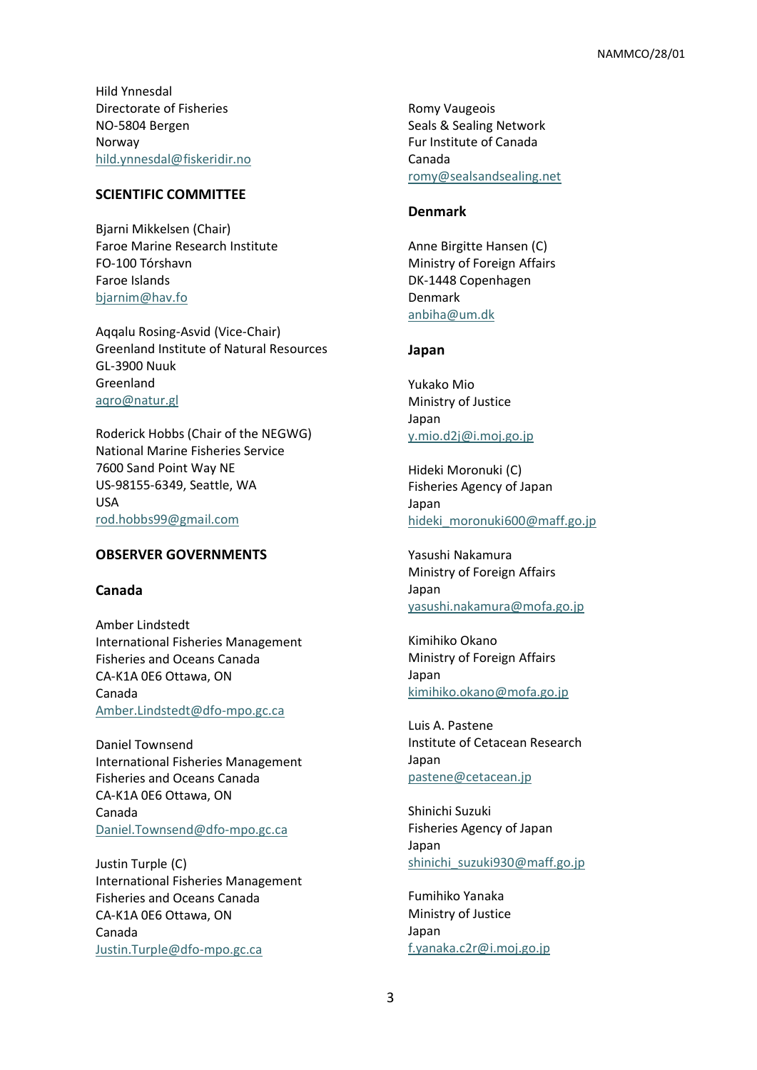Hild Ynnesdal
Directorate of Fisheries
NO-5804 Bergen
Norway
hild.ynnesdal@fiskeridir.no

## SCIENTIFIC COMMITTEE

Bjarni Mikkelsen (Chair)
Faroe Marine Research Institute
FO-100 Tórshavn
Faroe Islands
bjarnim@hav.fo

Aqqalu Rosing-Asvid (Vice-Chair)
Greenland Institute of Natural Resources
GL-3900 Nuuk
Greenland
aqro@natur.gl

Roderick Hobbs (Chair of the NEGWG)
National Marine Fisheries Service
7600 Sand Point Way NE
US-98155-6349, Seattle, WA
USA
rod.hobbs99@gmail.com

## OBSERVER GOVERNMENTS

### Canada

Amber Lindstedt
International Fisheries Management
Fisheries and Oceans Canada
CA-K1A 0E6 Ottawa, ON
Canada
Amber.Lindstedt@dfo-mpo.gc.ca

Daniel Townsend
International Fisheries Management
Fisheries and Oceans Canada
CA-K1A 0E6 Ottawa, ON
Canada
Daniel.Townsend@dfo-mpo.gc.ca

Justin Turple (C)
International Fisheries Management
Fisheries and Oceans Canada
CA-K1A 0E6 Ottawa, ON
Canada
Justin.Turple@dfo-mpo.gc.ca

Romy Vaugeois
Seals & Sealing Network
Fur Institute of Canada
Canada
romy@sealsandsealing.net

### Denmark

Anne Birgitte Hansen (C)
Ministry of Foreign Affairs
DK-1448 Copenhagen
Denmark
anbiha@um.dk

### Japan

Yukako Mio
Ministry of Justice
Japan
y.mio.d2j@i.moj.go.jp

Hideki Moronuki (C)
Fisheries Agency of Japan
Japan
hideki_moronuki600@maff.go.jp

Yasushi Nakamura
Ministry of Foreign Affairs
Japan
yasushi.nakamura@mofa.go.jp

Kimihiko Okano
Ministry of Foreign Affairs
Japan
kimihiko.okano@mofa.go.jp

Luis A. Pastene
Institute of Cetacean Research
Japan
pastene@cetacean.jp

Shinichi Suzuki
Fisheries Agency of Japan
Japan
shinichi_suzuki930@maff.go.jp

Fumihiko Yanaka
Ministry of Justice
Japan
f.yanaka.c2r@i.moj.go.jp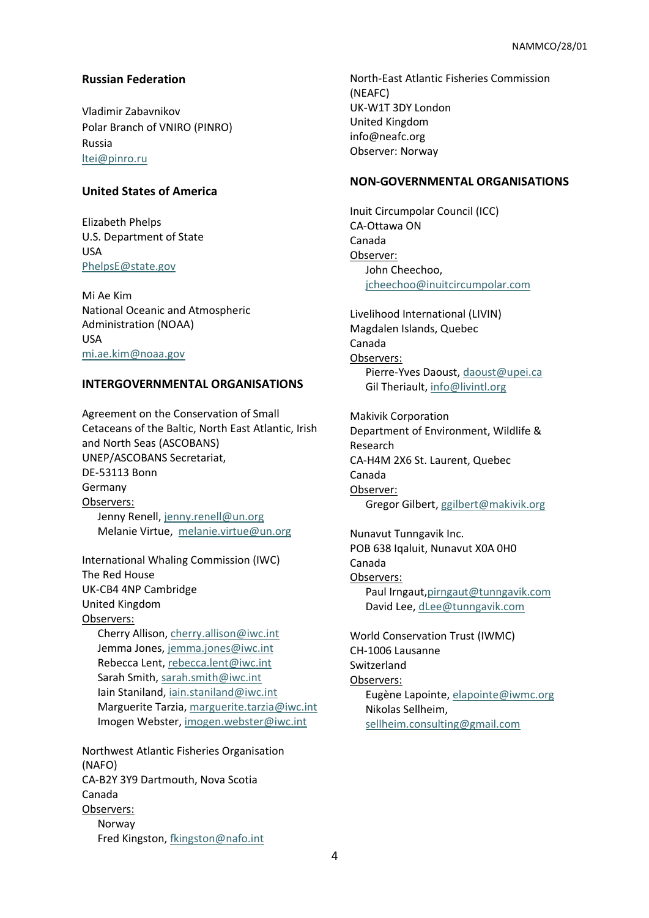### Russian Federation

Vladimir Zabavnikov
Polar Branch of VNIRO (PINRO)
Russia
ltei@pinro.ru

### United States of America

Elizabeth Phelps
U.S. Department of State
USA
PhelpsE@state.gov

Mi Ae Kim
National Oceanic and Atmospheric Administration (NOAA)
USA
mi.ae.kim@noaa.gov

### INTERGOVERNMENTAL ORGANISATIONS

Agreement on the Conservation of Small Cetaceans of the Baltic, North East Atlantic, Irish and North Seas (ASCOBANS)
UNEP/ASCOBANS Secretariat,
DE-53113 Bonn
Germany
Observers:
- Jenny Renell, jenny.renell@un.org
- Melanie Virtue, melanie.virtue@un.org

International Whaling Commission (IWC)
The Red House
UK-CB4 4NP Cambridge
United Kingdom
Observers:
- Cherry Allison, cherry.allison@iwc.int
- Jemma Jones, jemma.jones@iwc.int
- Rebecca Lent, rebecca.lent@iwc.int
- Sarah Smith, sarah.smith@iwc.int
- Iain Staniland, iain.staniland@iwc.int
- Marguerite Tarzia, marguerite.tarzia@iwc.int
- Imogen Webster, imogen.webster@iwc.int

Northwest Atlantic Fisheries Organisation (NAFO)
CA-B2Y 3Y9 Dartmouth, Nova Scotia
Canada
Observers:
- Norway
- Fred Kingston, fkingston@nafo.int

North-East Atlantic Fisheries Commission (NEAFC)
UK-W1T 3DY London
United Kingdom
info@neafc.org
Observer: Norway

### NON-GOVERNMENTAL ORGANISATIONS

Inuit Circumpolar Council (ICC)
CA-Ottawa ON
Canada
Observer:
- John Cheechoo, jcheechoo@inuitcircumpolar.com

Livelihood International (LIVIN)
Magdalen Islands, Quebec
Canada
Observers:
- Pierre-Yves Daoust, daoust@upei.ca
- Gil Theriault, info@livintl.org

Makivik Corporation
Department of Environment, Wildlife & Research
CA-H4M 2X6 St. Laurent, Quebec
Canada
Observer:
- Gregor Gilbert, ggilbert@makivik.org

Nunavut Tunngavik Inc.
POB 638 Iqaluit, Nunavut X0A 0H0
Canada
Observers:
- Paul Irngaut,pirngaut@tunngavik.com
- David Lee, dLee@tunngavik.com

World Conservation Trust (IWMC)
CH-1006 Lausanne
Switzerland
Observers:
- Eugène Lapointe, elapointe@iwmc.org
- Nikolas Sellheim, sellheim.consulting@gmail.com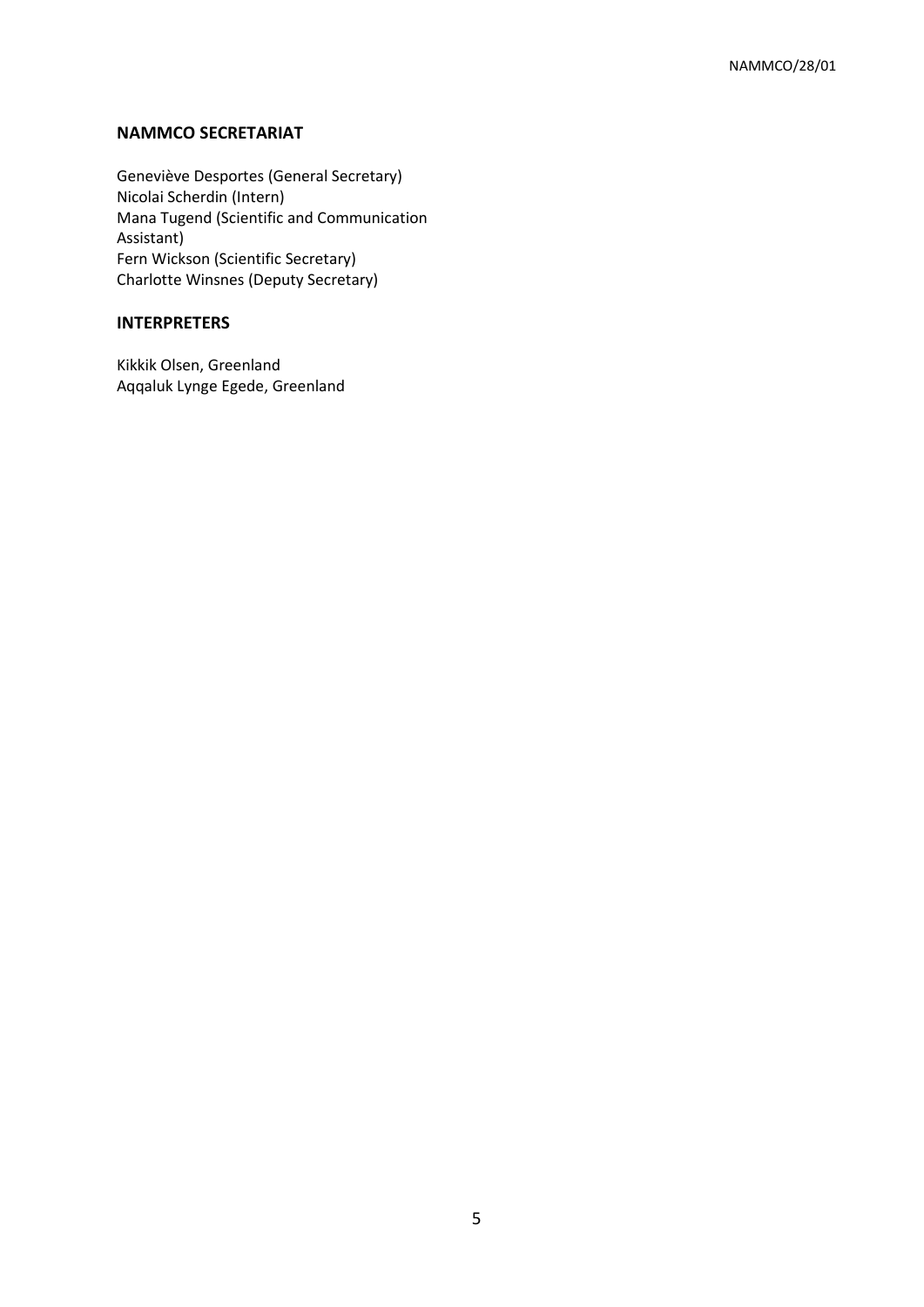## NAMMCO SECRETARIAT

Geneviève Desportes (General Secretary)
Nicolai Scherdin (Intern)
Mana Tugend (Scientific and Communication Assistant)
Fern Wickson (Scientific Secretary)
Charlotte Winsnes (Deputy Secretary)

## INTERPRETERS

Kikkik Olsen, Greenland
Aqqaluk Lynge Egede, Greenland